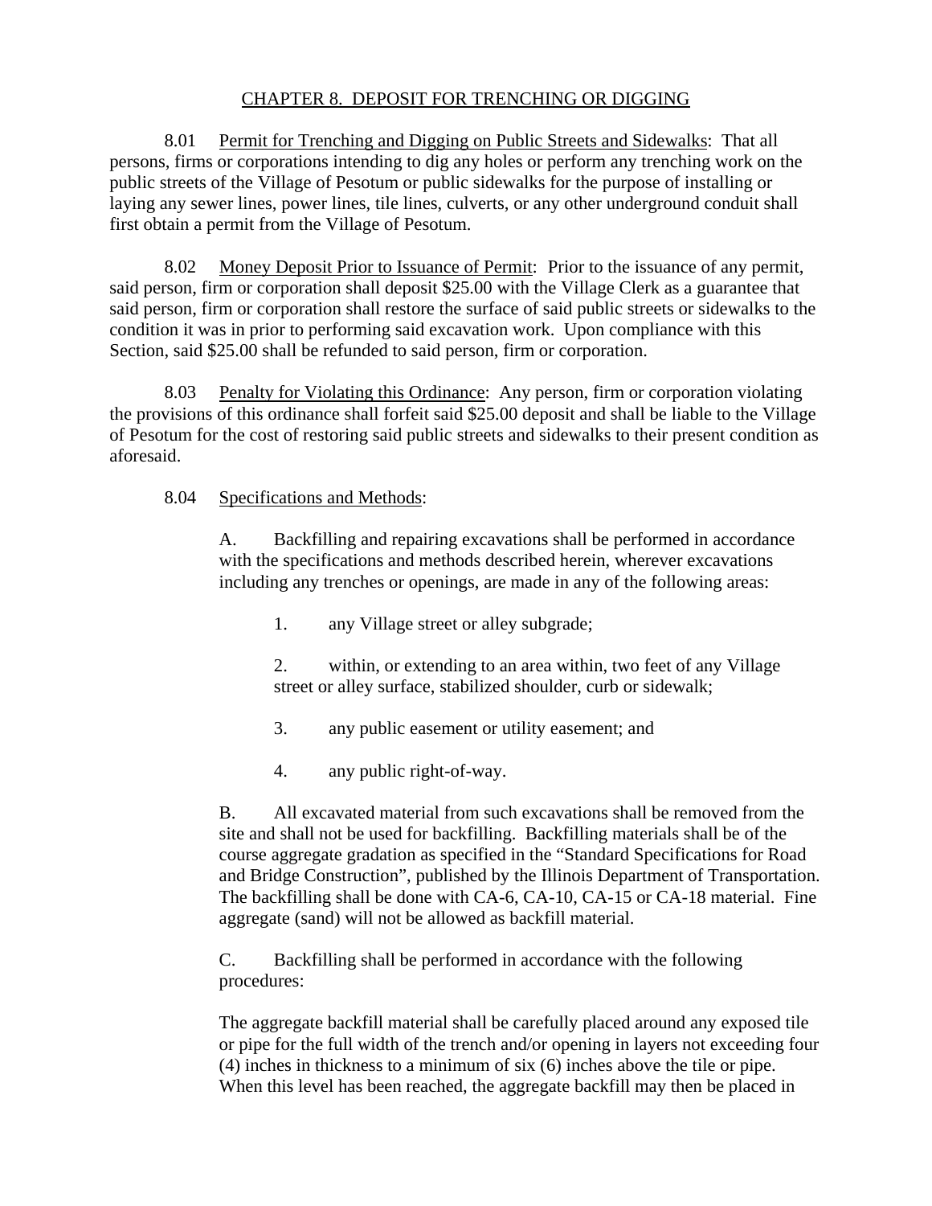# CHAPTER 8. DEPOSIT FOR TRENCHING OR DIGGING

8.01 Permit for Trenching and Digging on Public Streets and Sidewalks: That all persons, firms or corporations intending to dig any holes or perform any trenching work on the public streets of the Village of Pesotum or public sidewalks for the purpose of installing or laying any sewer lines, power lines, tile lines, culverts, or any other underground conduit shall first obtain a permit from the Village of Pesotum.

8.02 Money Deposit Prior to Issuance of Permit: Prior to the issuance of any permit, said person, firm or corporation shall deposit $25.00 with the Village Clerk as a guarantee that said person, firm or corporation shall restore the surface of said public streets or sidewalks to the condition it was in prior to performing said excavation work. Upon compliance with this Section, said $25.00 shall be refunded to said person, firm or corporation.

8.03 Penalty for Violating this Ordinance: Any person, firm or corporation violating the provisions of this ordinance shall forfeit said $25.00 deposit and shall be liable to the Village of Pesotum for the cost of restoring said public streets and sidewalks to their present condition as aforesaid.

8.04 Specifications and Methods:

A. Backfilling and repairing excavations shall be performed in accordance with the specifications and methods described herein, wherever excavations including any trenches or openings, are made in any of the following areas:

1. any Village street or alley subgrade;

2. within, or extending to an area within, two feet of any Village street or alley surface, stabilized shoulder, curb or sidewalk;

3. any public easement or utility easement; and

4. any public right-of-way.

B. All excavated material from such excavations shall be removed from the site and shall not be used for backfilling. Backfilling materials shall be of the course aggregate gradation as specified in the "Standard Specifications for Road and Bridge Construction", published by the Illinois Department of Transportation. The backfilling shall be done with CA-6, CA-10, CA-15 or CA-18 material. Fine aggregate (sand) will not be allowed as backfill material.

C. Backfilling shall be performed in accordance with the following procedures:

The aggregate backfill material shall be carefully placed around any exposed tile or pipe for the full width of the trench and/or opening in layers not exceeding four (4) inches in thickness to a minimum of six (6) inches above the tile or pipe. When this level has been reached, the aggregate backfill may then be placed in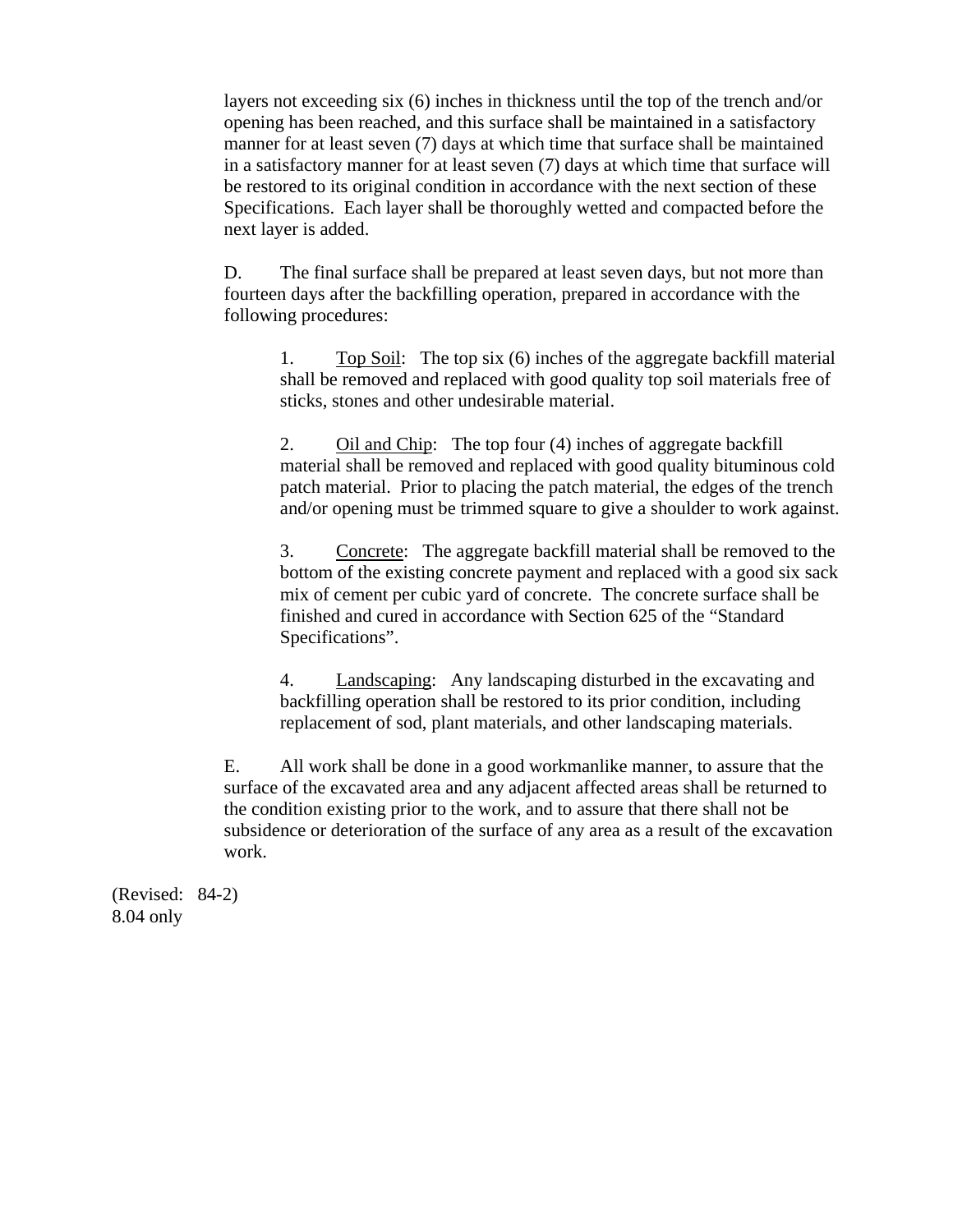layers not exceeding six (6) inches in thickness until the top of the trench and/or opening has been reached, and this surface shall be maintained in a satisfactory manner for at least seven (7) days at which time that surface shall be maintained in a satisfactory manner for at least seven (7) days at which time that surface will be restored to its original condition in accordance with the next section of these Specifications. Each layer shall be thoroughly wetted and compacted before the next layer is added.

D. The final surface shall be prepared at least seven days, but not more than fourteen days after the backfilling operation, prepared in accordance with the following procedures:

1. <u>Top Soil</u>: The top six (6) inches of the aggregate backfill material shall be removed and replaced with good quality top soil materials free of sticks, stones and other undesirable material.

2. <u>Oil and Chip</u>: The top four (4) inches of aggregate backfill material shall be removed and replaced with good quality bituminous cold patch material. Prior to placing the patch material, the edges of the trench and/or opening must be trimmed square to give a shoulder to work against.

3. <u>Concrete</u>: The aggregate backfill material shall be removed to the bottom of the existing concrete payment and replaced with a good six sack mix of cement per cubic yard of concrete. The concrete surface shall be finished and cured in accordance with Section 625 of the "Standard Specifications".

4. <u>Landscaping</u>: Any landscaping disturbed in the excavating and backfilling operation shall be restored to its prior condition, including replacement of sod, plant materials, and other landscaping materials.

E. All work shall be done in a good workmanlike manner, to assure that the surface of the excavated area and any adjacent affected areas shall be returned to the condition existing prior to the work, and to assure that there shall not be subsidence or deterioration of the surface of any area as a result of the excavation work.

(Revised: 84-2)
8.04 only